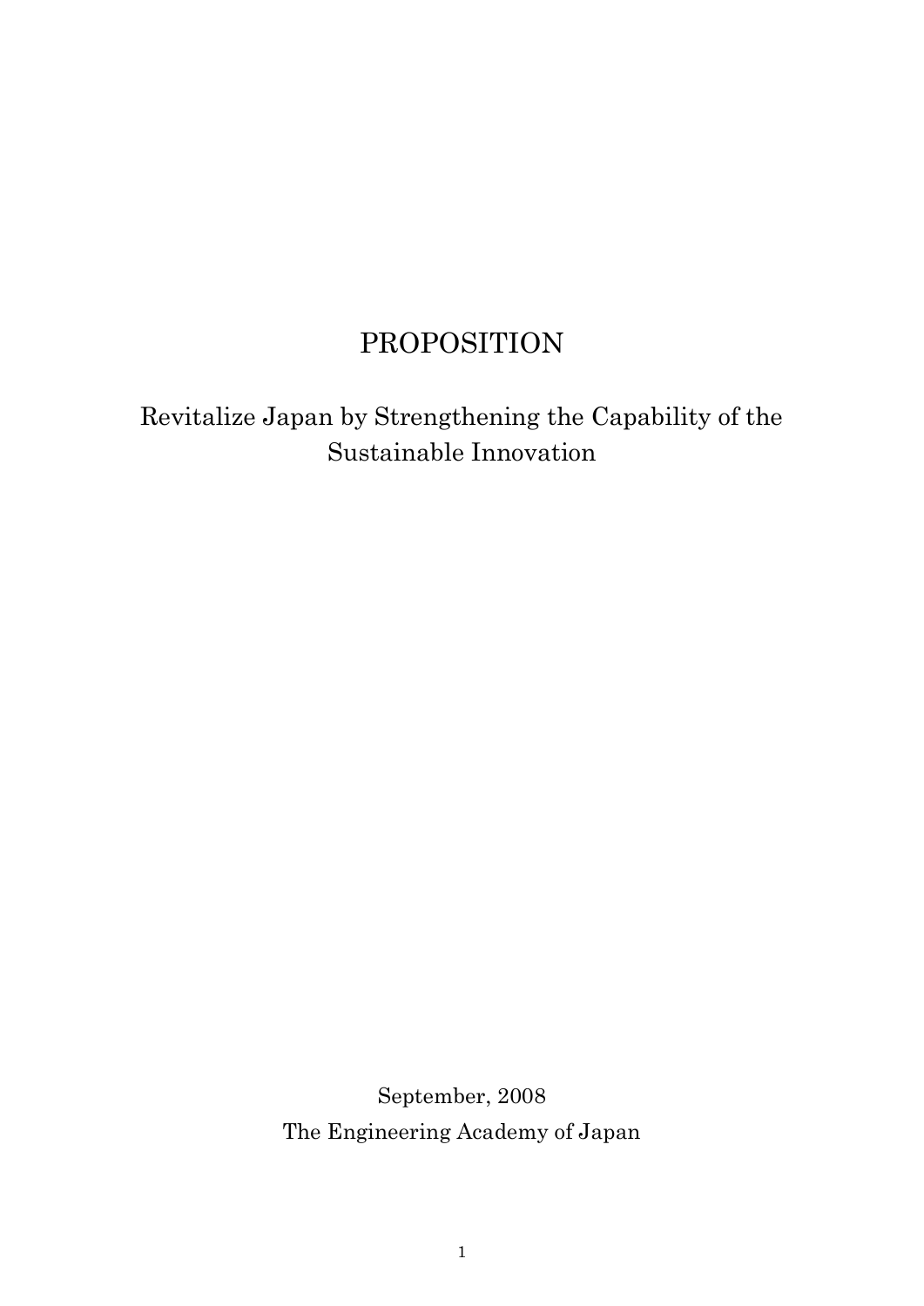# PROPOSITION

## Revitalize Japan by Strengthening the Capability of the Sustainable Innovation

September, 2008

The Engineering Academy of Japan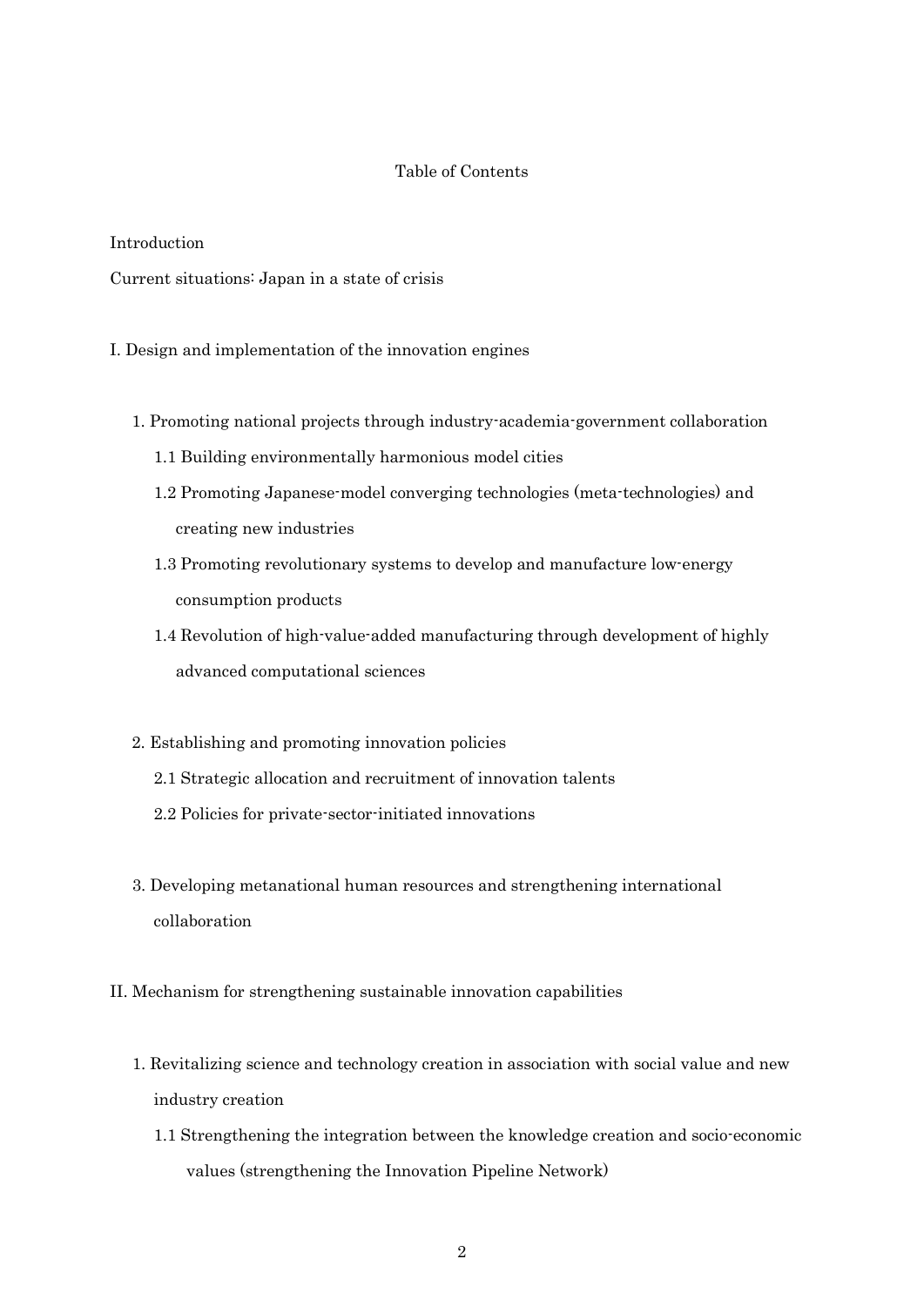# Table of Contents

Introduction

Current situations: Japan in a state of crisis

I. Design and implementation of the innovation engines

1. Promoting national projects through industry-academia-government collaboration
    - 1.1 Building environmentally harmonious model cities
    - 1.2 Promoting Japanese-model converging technologies (meta-technologies) and creating new industries
    - 1.3 Promoting revolutionary systems to develop and manufacture low-energy consumption products
    - 1.4 Revolution of high-value-added manufacturing through development of highly advanced computational sciences

2. Establishing and promoting innovation policies
    - 2.1 Strategic allocation and recruitment of innovation talents
    - 2.2 Policies for private-sector-initiated innovations

3. Developing metanational human resources and strengthening international collaboration

II. Mechanism for strengthening sustainable innovation capabilities

1. Revitalizing science and technology creation in association with social value and new industry creation
    - 1.1 Strengthening the integration between the knowledge creation and socio-economic values (strengthening the Innovation Pipeline Network)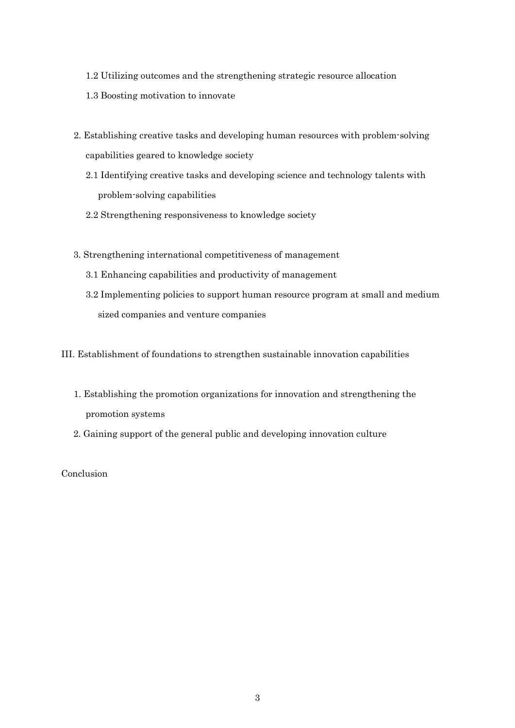1.2 Utilizing outcomes and the strengthening strategic resource allocation

1.3 Boosting motivation to innovate

2. Establishing creative tasks and developing human resources with problem-solving capabilities geared to knowledge society

   2.1 Identifying creative tasks and developing science and technology talents with problem-solving capabilities

   2.2 Strengthening responsiveness to knowledge society

3. Strengthening international competitiveness of management

   3.1 Enhancing capabilities and productivity of management

   3.2 Implementing policies to support human resource program at small and medium sized companies and venture companies

III. Establishment of foundations to strengthen sustainable innovation capabilities

1. Establishing the promotion organizations for innovation and strengthening the promotion systems

2. Gaining support of the general public and developing innovation culture

Conclusion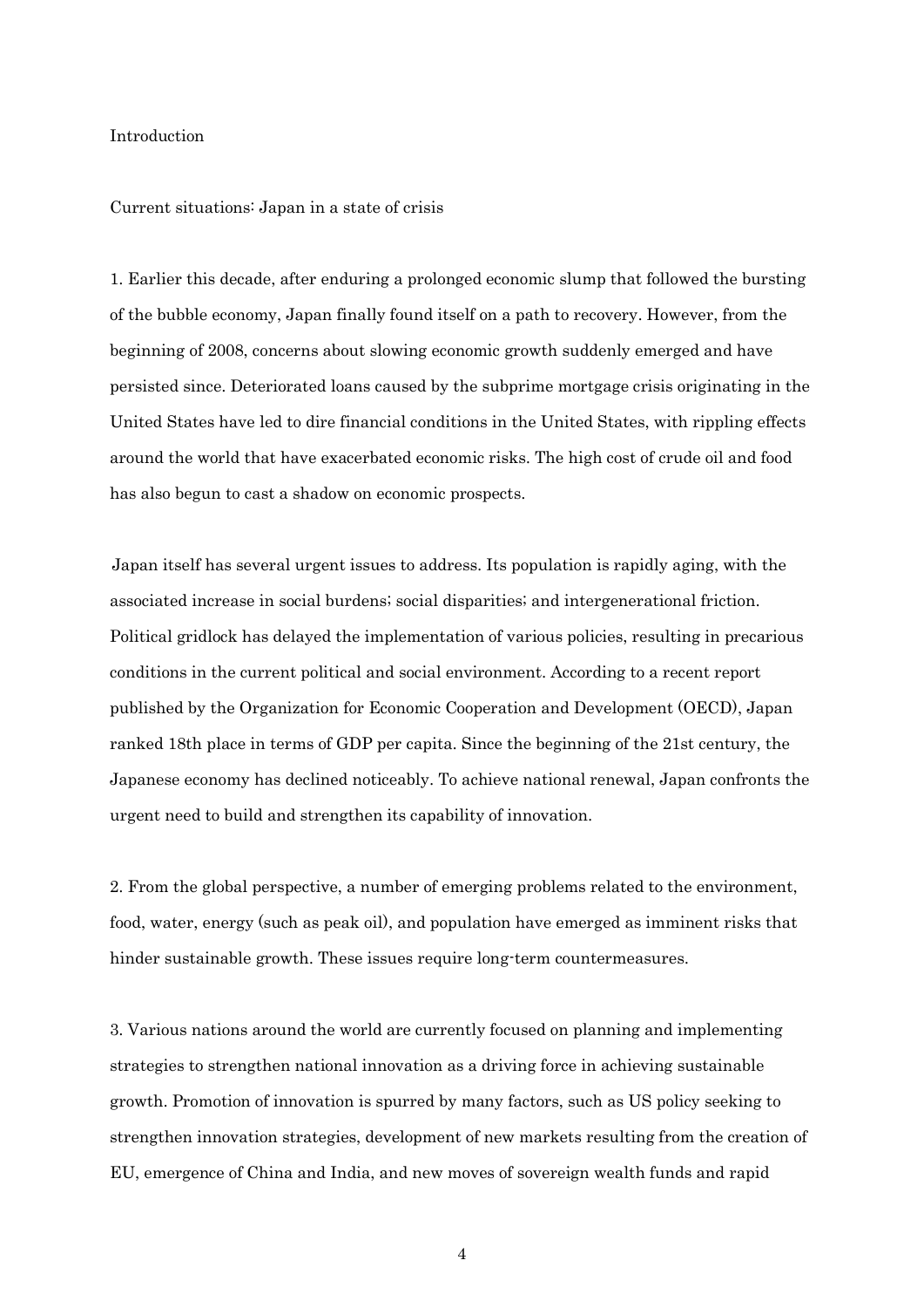## Introduction

### Current situations: Japan in a state of crisis

1. Earlier this decade, after enduring a prolonged economic slump that followed the bursting of the bubble economy, Japan finally found itself on a path to recovery. However, from the beginning of 2008, concerns about slowing economic growth suddenly emerged and have persisted since. Deteriorated loans caused by the subprime mortgage crisis originating in the United States have led to dire financial conditions in the United States, with rippling effects around the world that have exacerbated economic risks. The high cost of crude oil and food has also begun to cast a shadow on economic prospects.

Japan itself has several urgent issues to address. Its population is rapidly aging, with the associated increase in social burdens; social disparities; and intergenerational friction. Political gridlock has delayed the implementation of various policies, resulting in precarious conditions in the current political and social environment. According to a recent report published by the Organization for Economic Cooperation and Development (OECD), Japan ranked 18th place in terms of GDP per capita. Since the beginning of the 21st century, the Japanese economy has declined noticeably. To achieve national renewal, Japan confronts the urgent need to build and strengthen its capability of innovation.

2. From the global perspective, a number of emerging problems related to the environment, food, water, energy (such as peak oil), and population have emerged as imminent risks that hinder sustainable growth. These issues require long-term countermeasures.

3. Various nations around the world are currently focused on planning and implementing strategies to strengthen national innovation as a driving force in achieving sustainable growth. Promotion of innovation is spurred by many factors, such as US policy seeking to strengthen innovation strategies, development of new markets resulting from the creation of EU, emergence of China and India, and new moves of sovereign wealth funds and rapid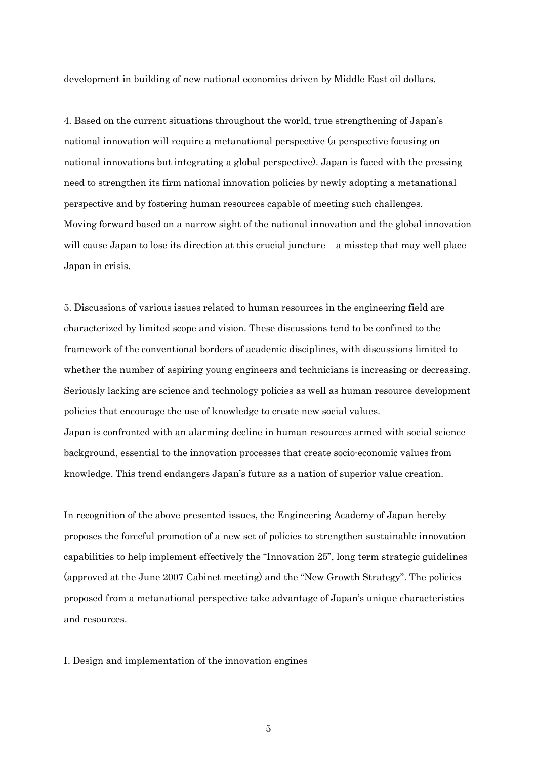development in building of new national economies driven by Middle East oil dollars.

4. Based on the current situations throughout the world, true strengthening of Japan's national innovation will require a metanational perspective (a perspective focusing on national innovations but integrating a global perspective). Japan is faced with the pressing need to strengthen its firm national innovation policies by newly adopting a metanational perspective and by fostering human resources capable of meeting such challenges.
Moving forward based on a narrow sight of the national innovation and the global innovation will cause Japan to lose its direction at this crucial juncture – a misstep that may well place Japan in crisis.

5. Discussions of various issues related to human resources in the engineering field are characterized by limited scope and vision. These discussions tend to be confined to the framework of the conventional borders of academic disciplines, with discussions limited to whether the number of aspiring young engineers and technicians is increasing or decreasing. Seriously lacking are science and technology policies as well as human resource development policies that encourage the use of knowledge to create new social values.
Japan is confronted with an alarming decline in human resources armed with social science background, essential to the innovation processes that create socio-economic values from knowledge. This trend endangers Japan's future as a nation of superior value creation.

In recognition of the above presented issues, the Engineering Academy of Japan hereby proposes the forceful promotion of a new set of policies to strengthen sustainable innovation capabilities to help implement effectively the "Innovation 25", long term strategic guidelines (approved at the June 2007 Cabinet meeting) and the "New Growth Strategy". The policies proposed from a metanational perspective take advantage of Japan's unique characteristics and resources.

## I. Design and implementation of the innovation engines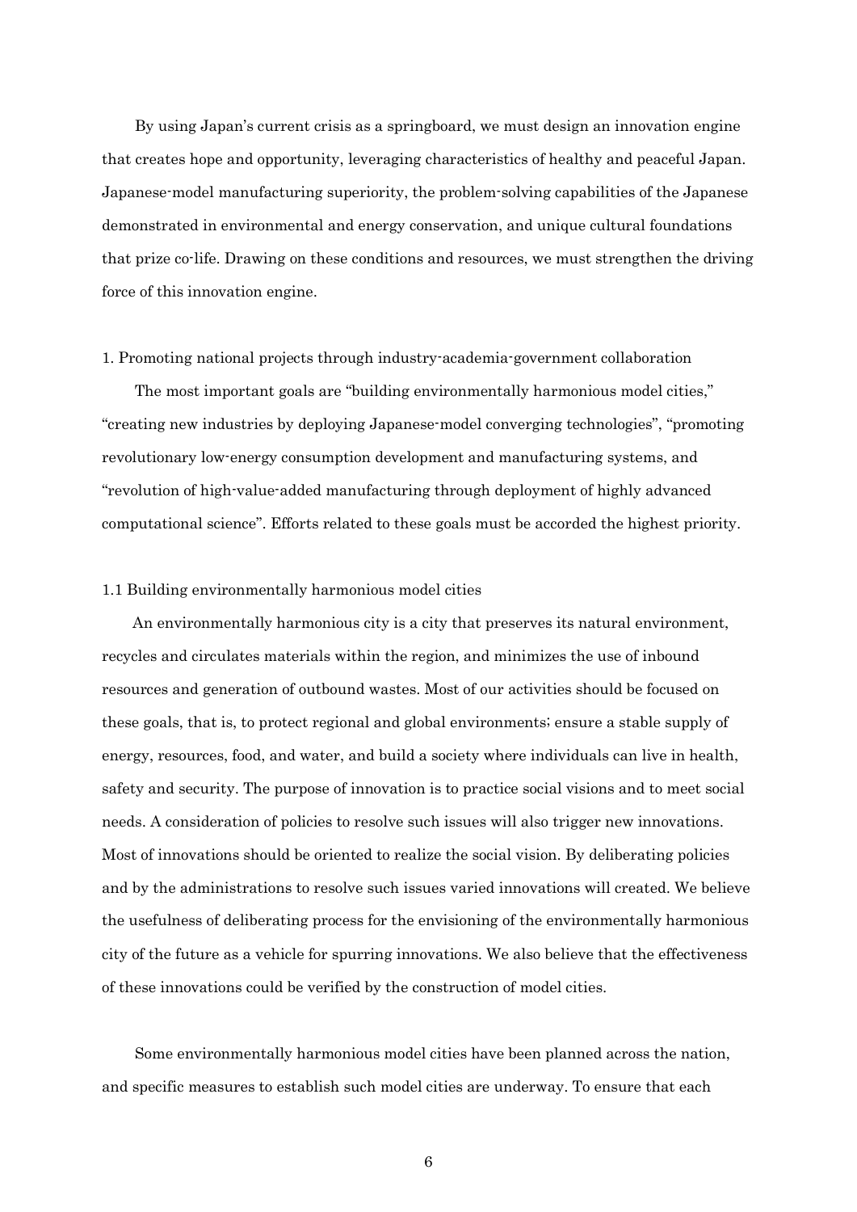By using Japan's current crisis as a springboard, we must design an innovation engine that creates hope and opportunity, leveraging characteristics of healthy and peaceful Japan. Japanese-model manufacturing superiority, the problem-solving capabilities of the Japanese demonstrated in environmental and energy conservation, and unique cultural foundations that prize co-life. Drawing on these conditions and resources, we must strengthen the driving force of this innovation engine.

## 1. Promoting national projects through industry-academia-government collaboration

The most important goals are "building environmentally harmonious model cities," "creating new industries by deploying Japanese-model converging technologies", "promoting revolutionary low-energy consumption development and manufacturing systems, and "revolution of high-value-added manufacturing through deployment of highly advanced computational science". Efforts related to these goals must be accorded the highest priority.

### 1.1 Building environmentally harmonious model cities

An environmentally harmonious city is a city that preserves its natural environment, recycles and circulates materials within the region, and minimizes the use of inbound resources and generation of outbound wastes. Most of our activities should be focused on these goals, that is, to protect regional and global environments; ensure a stable supply of energy, resources, food, and water, and build a society where individuals can live in health, safety and security. The purpose of innovation is to practice social visions and to meet social needs. A consideration of policies to resolve such issues will also trigger new innovations. Most of innovations should be oriented to realize the social vision. By deliberating policies and by the administrations to resolve such issues varied innovations will created. We believe the usefulness of deliberating process for the envisioning of the environmentally harmonious city of the future as a vehicle for spurring innovations. We also believe that the effectiveness of these innovations could be verified by the construction of model cities.

Some environmentally harmonious model cities have been planned across the nation, and specific measures to establish such model cities are underway. To ensure that each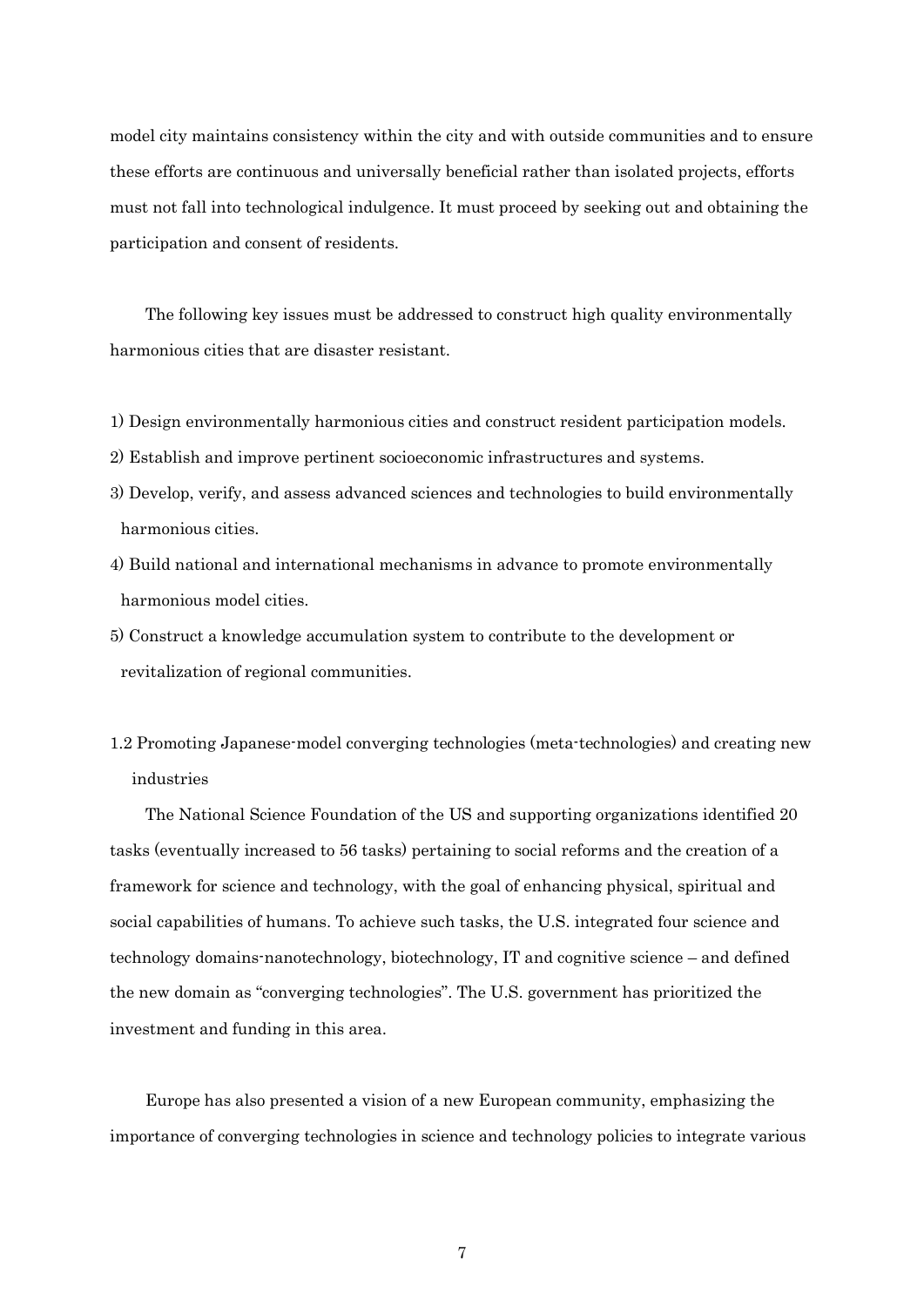model city maintains consistency within the city and with outside communities and to ensure these efforts are continuous and universally beneficial rather than isolated projects, efforts must not fall into technological indulgence. It must proceed by seeking out and obtaining the participation and consent of residents.

The following key issues must be addressed to construct high quality environmentally harmonious cities that are disaster resistant.

1) Design environmentally harmonious cities and construct resident participation models.
2) Establish and improve pertinent socioeconomic infrastructures and systems.
3) Develop, verify, and assess advanced sciences and technologies to build environmentally harmonious cities.
4) Build national and international mechanisms in advance to promote environmentally harmonious model cities.
5) Construct a knowledge accumulation system to contribute to the development or revitalization of regional communities.

### 1.2 Promoting Japanese-model converging technologies (meta-technologies) and creating new industries

The National Science Foundation of the US and supporting organizations identified 20 tasks (eventually increased to 56 tasks) pertaining to social reforms and the creation of a framework for science and technology, with the goal of enhancing physical, spiritual and social capabilities of humans. To achieve such tasks, the U.S. integrated four science and technology domains-nanotechnology, biotechnology, IT and cognitive science – and defined the new domain as "converging technologies". The U.S. government has prioritized the investment and funding in this area.

Europe has also presented a vision of a new European community, emphasizing the importance of converging technologies in science and technology policies to integrate various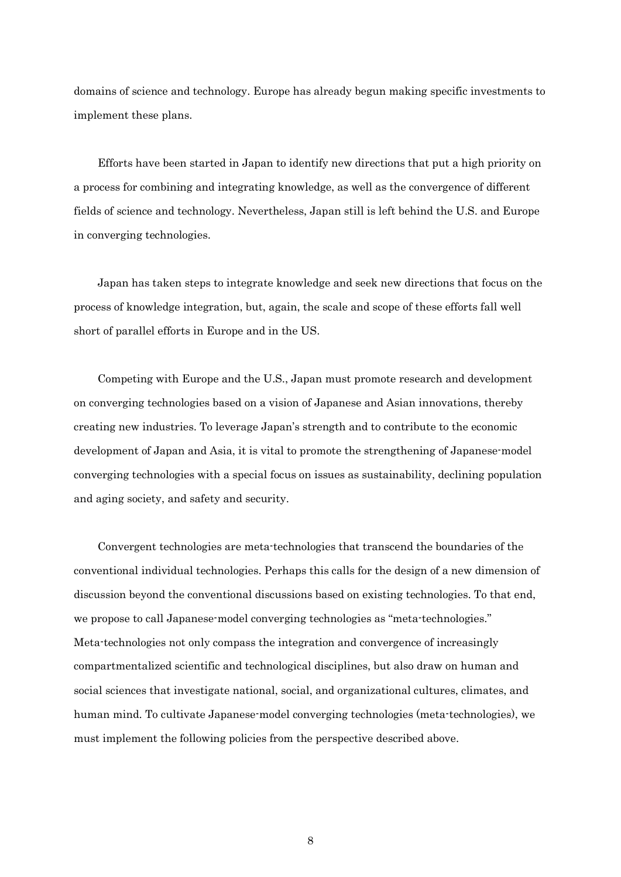domains of science and technology. Europe has already begun making specific investments to implement these plans.

Efforts have been started in Japan to identify new directions that put a high priority on a process for combining and integrating knowledge, as well as the convergence of different fields of science and technology. Nevertheless, Japan still is left behind the U.S. and Europe in converging technologies.

Japan has taken steps to integrate knowledge and seek new directions that focus on the process of knowledge integration, but, again, the scale and scope of these efforts fall well short of parallel efforts in Europe and in the US.

Competing with Europe and the U.S., Japan must promote research and development on converging technologies based on a vision of Japanese and Asian innovations, thereby creating new industries. To leverage Japan's strength and to contribute to the economic development of Japan and Asia, it is vital to promote the strengthening of Japanese-model converging technologies with a special focus on issues as sustainability, declining population and aging society, and safety and security.

Convergent technologies are meta-technologies that transcend the boundaries of the conventional individual technologies. Perhaps this calls for the design of a new dimension of discussion beyond the conventional discussions based on existing technologies. To that end, we propose to call Japanese-model converging technologies as "meta-technologies." Meta-technologies not only compass the integration and convergence of increasingly compartmentalized scientific and technological disciplines, but also draw on human and social sciences that investigate national, social, and organizational cultures, climates, and human mind. To cultivate Japanese-model converging technologies (meta-technologies), we must implement the following policies from the perspective described above.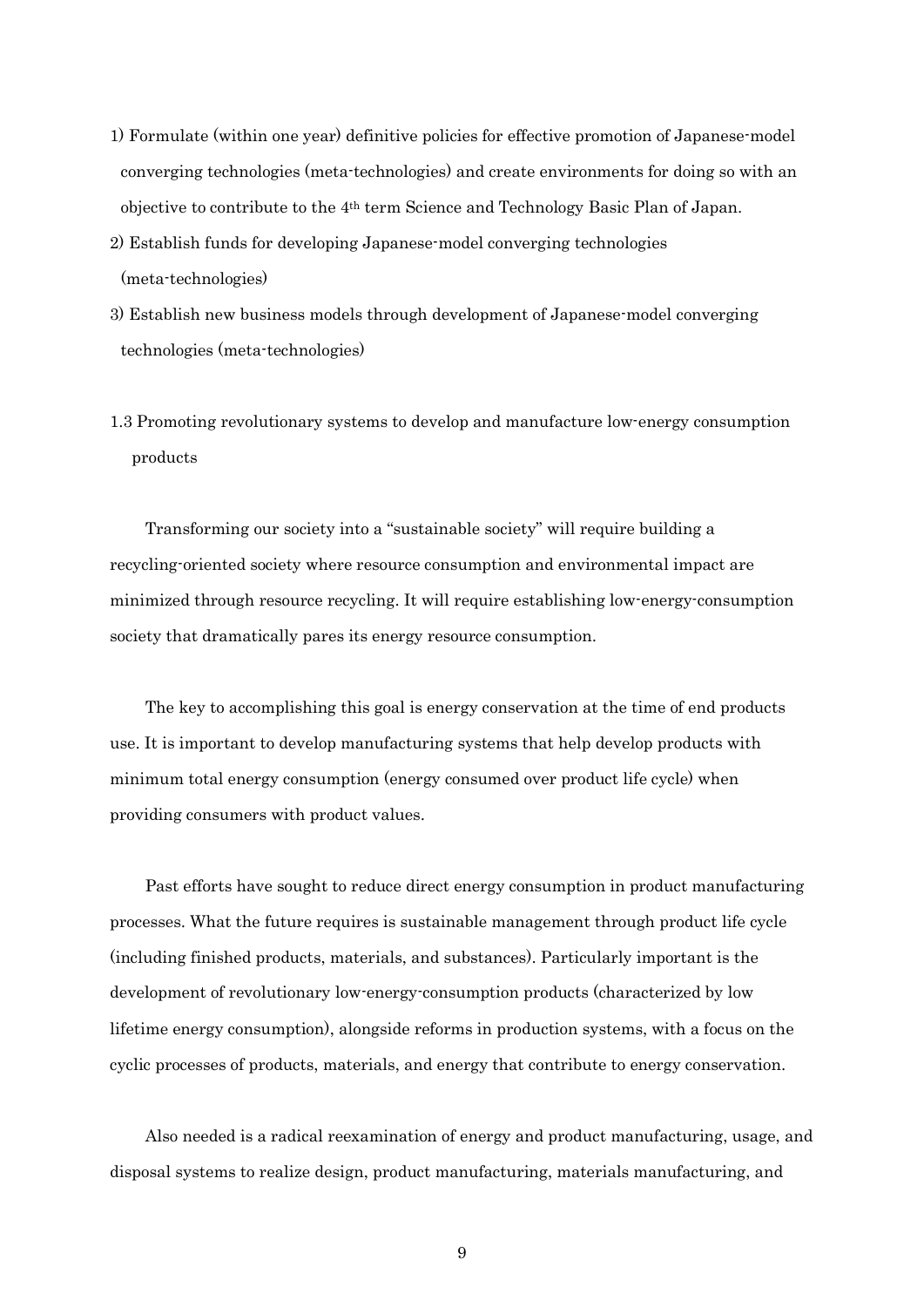1) Formulate (within one year) definitive policies for effective promotion of Japanese-model converging technologies (meta-technologies) and create environments for doing so with an objective to contribute to the 4th term Science and Technology Basic Plan of Japan.
2) Establish funds for developing Japanese-model converging technologies (meta-technologies)
3) Establish new business models through development of Japanese-model converging technologies (meta-technologies)

### 1.3 Promoting revolutionary systems to develop and manufacture low-energy consumption products

Transforming our society into a "sustainable society" will require building a recycling-oriented society where resource consumption and environmental impact are minimized through resource recycling. It will require establishing low-energy-consumption society that dramatically pares its energy resource consumption.

The key to accomplishing this goal is energy conservation at the time of end products use. It is important to develop manufacturing systems that help develop products with minimum total energy consumption (energy consumed over product life cycle) when providing consumers with product values.

Past efforts have sought to reduce direct energy consumption in product manufacturing processes. What the future requires is sustainable management through product life cycle (including finished products, materials, and substances). Particularly important is the development of revolutionary low-energy-consumption products (characterized by low lifetime energy consumption), alongside reforms in production systems, with a focus on the cyclic processes of products, materials, and energy that contribute to energy conservation.

Also needed is a radical reexamination of energy and product manufacturing, usage, and disposal systems to realize design, product manufacturing, materials manufacturing, and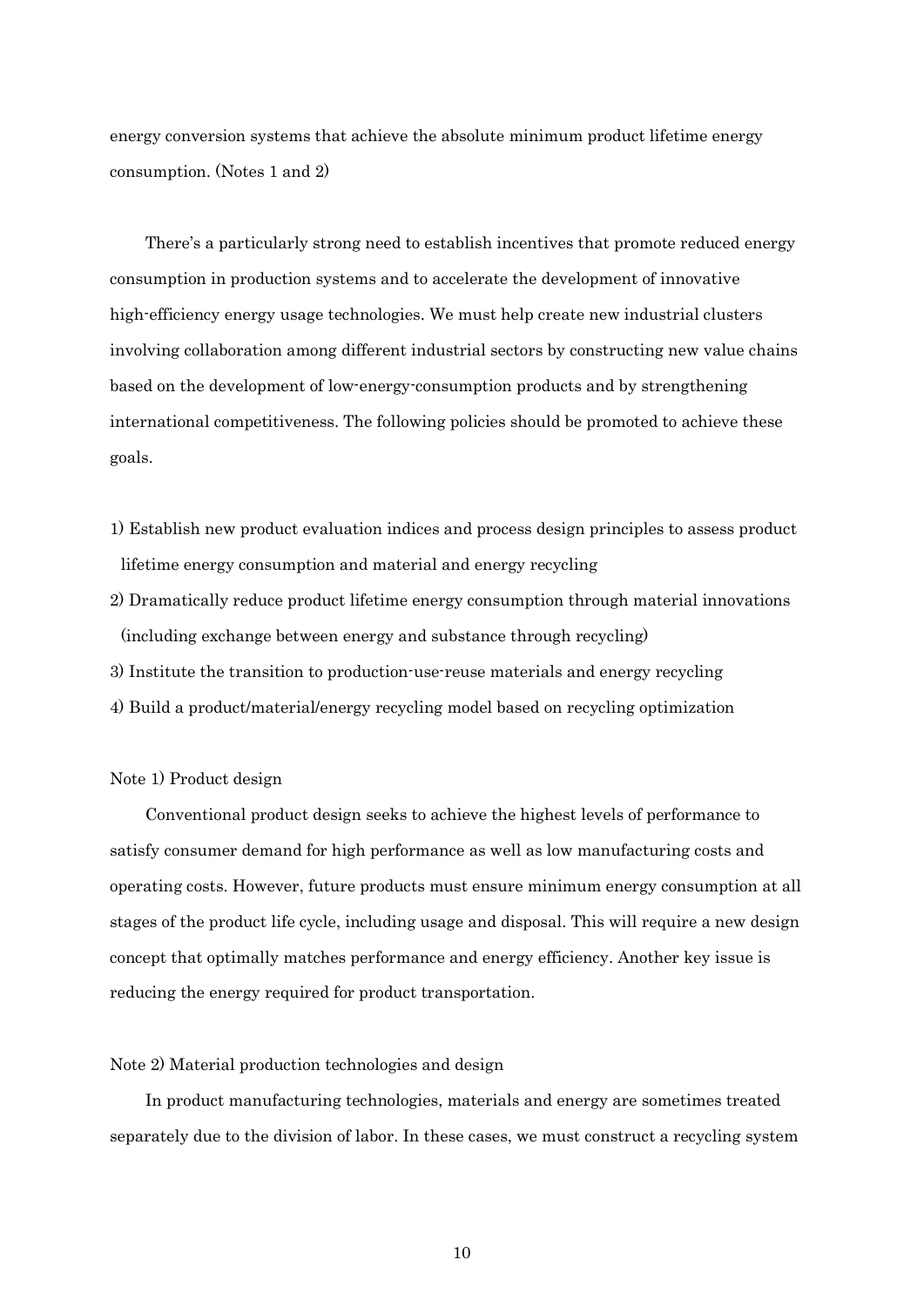energy conversion systems that achieve the absolute minimum product lifetime energy consumption. (Notes 1 and 2)

There's a particularly strong need to establish incentives that promote reduced energy consumption in production systems and to accelerate the development of innovative high-efficiency energy usage technologies. We must help create new industrial clusters involving collaboration among different industrial sectors by constructing new value chains based on the development of low-energy-consumption products and by strengthening international competitiveness. The following policies should be promoted to achieve these goals.

1) Establish new product evaluation indices and process design principles to assess product lifetime energy consumption and material and energy recycling
2) Dramatically reduce product lifetime energy consumption through material innovations (including exchange between energy and substance through recycling)
3) Institute the transition to production-use-reuse materials and energy recycling
4) Build a product/material/energy recycling model based on recycling optimization

Note 1) Product design

Conventional product design seeks to achieve the highest levels of performance to satisfy consumer demand for high performance as well as low manufacturing costs and operating costs. However, future products must ensure minimum energy consumption at all stages of the product life cycle, including usage and disposal. This will require a new design concept that optimally matches performance and energy efficiency. Another key issue is reducing the energy required for product transportation.

Note 2) Material production technologies and design

In product manufacturing technologies, materials and energy are sometimes treated separately due to the division of labor. In these cases, we must construct a recycling system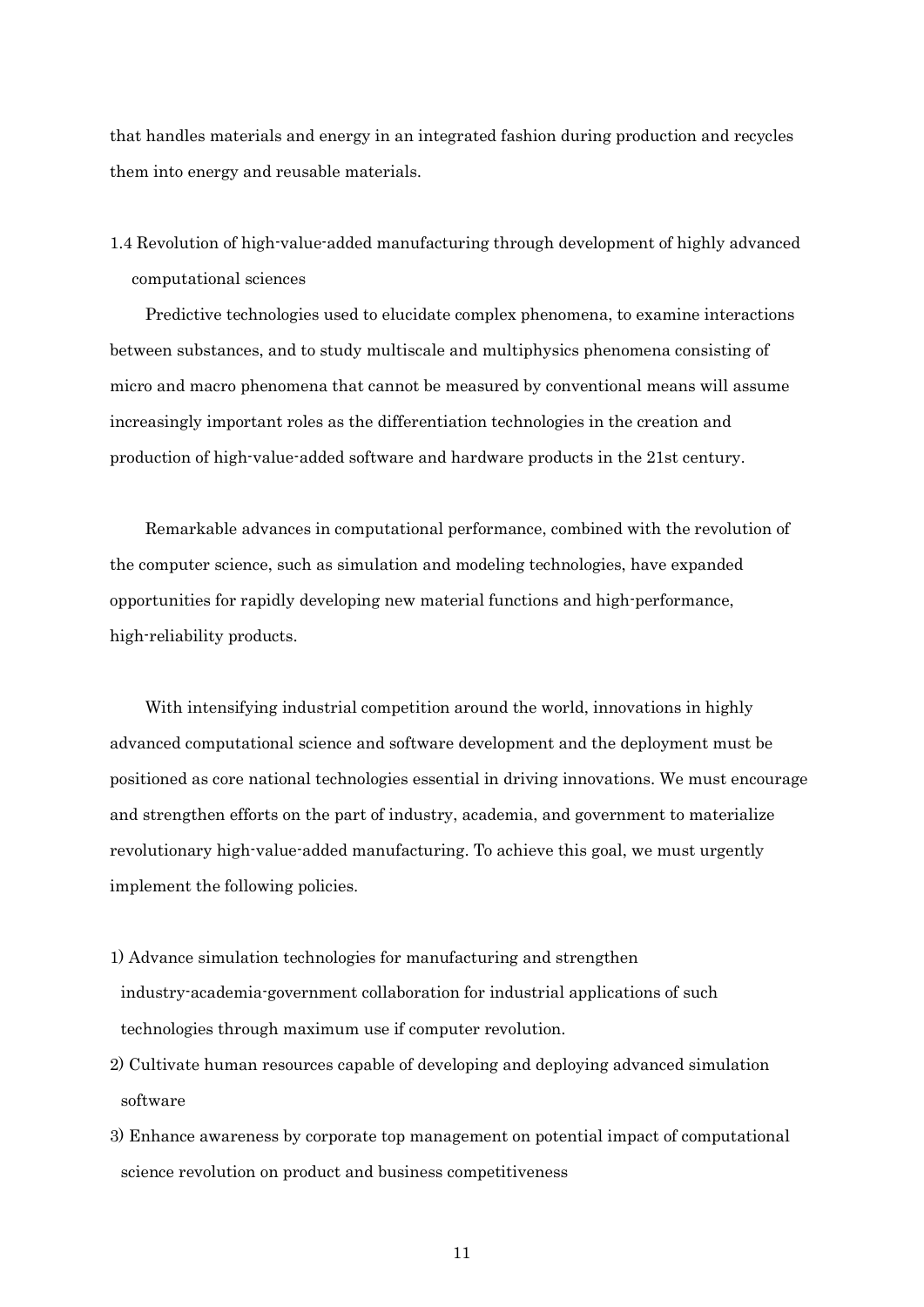that handles materials and energy in an integrated fashion during production and recycles them into energy and reusable materials.

### 1.4 Revolution of high-value-added manufacturing through development of highly advanced computational sciences

Predictive technologies used to elucidate complex phenomena, to examine interactions between substances, and to study multiscale and multiphysics phenomena consisting of micro and macro phenomena that cannot be measured by conventional means will assume increasingly important roles as the differentiation technologies in the creation and production of high-value-added software and hardware products in the 21st century.

Remarkable advances in computational performance, combined with the revolution of the computer science, such as simulation and modeling technologies, have expanded opportunities for rapidly developing new material functions and high-performance, high-reliability products.

With intensifying industrial competition around the world, innovations in highly advanced computational science and software development and the deployment must be positioned as core national technologies essential in driving innovations. We must encourage and strengthen efforts on the part of industry, academia, and government to materialize revolutionary high-value-added manufacturing. To achieve this goal, we must urgently implement the following policies.

1) Advance simulation technologies for manufacturing and strengthen industry-academia-government collaboration for industrial applications of such technologies through maximum use if computer revolution.
2) Cultivate human resources capable of developing and deploying advanced simulation software
3) Enhance awareness by corporate top management on potential impact of computational science revolution on product and business competitiveness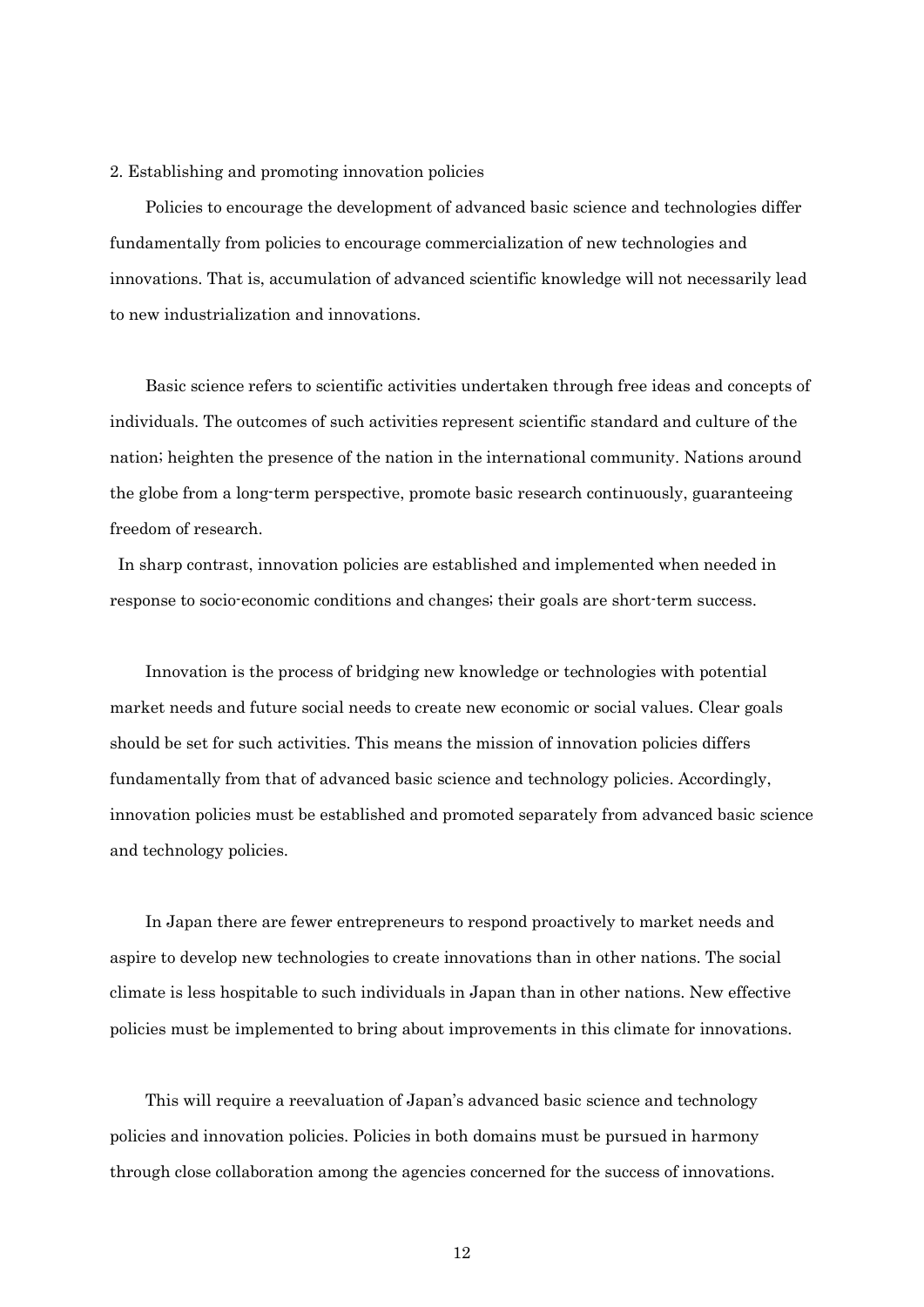## 2. Establishing and promoting innovation policies

Policies to encourage the development of advanced basic science and technologies differ fundamentally from policies to encourage commercialization of new technologies and innovations. That is, accumulation of advanced scientific knowledge will not necessarily lead to new industrialization and innovations.

Basic science refers to scientific activities undertaken through free ideas and concepts of individuals. The outcomes of such activities represent scientific standard and culture of the nation; heighten the presence of the nation in the international community. Nations around the globe from a long-term perspective, promote basic research continuously, guaranteeing freedom of research.

In sharp contrast, innovation policies are established and implemented when needed in response to socio-economic conditions and changes; their goals are short-term success.

Innovation is the process of bridging new knowledge or technologies with potential market needs and future social needs to create new economic or social values. Clear goals should be set for such activities. This means the mission of innovation policies differs fundamentally from that of advanced basic science and technology policies. Accordingly, innovation policies must be established and promoted separately from advanced basic science and technology policies.

In Japan there are fewer entrepreneurs to respond proactively to market needs and aspire to develop new technologies to create innovations than in other nations. The social climate is less hospitable to such individuals in Japan than in other nations. New effective policies must be implemented to bring about improvements in this climate for innovations.

This will require a reevaluation of Japan's advanced basic science and technology policies and innovation policies. Policies in both domains must be pursued in harmony through close collaboration among the agencies concerned for the success of innovations.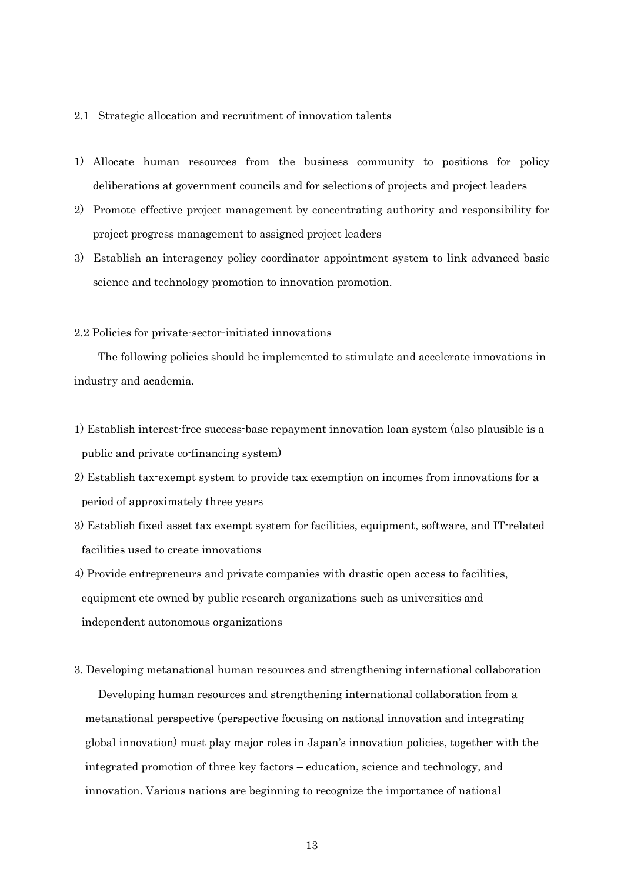### 2.1 Strategic allocation and recruitment of innovation talents

1) Allocate human resources from the business community to positions for policy deliberations at government councils and for selections of projects and project leaders
2) Promote effective project management by concentrating authority and responsibility for project progress management to assigned project leaders
3) Establish an interagency policy coordinator appointment system to link advanced basic science and technology promotion to innovation promotion.

### 2.2 Policies for private-sector-initiated innovations

The following policies should be implemented to stimulate and accelerate innovations in industry and academia.

1) Establish interest-free success-base repayment innovation loan system (also plausible is a public and private co-financing system)
2) Establish tax-exempt system to provide tax exemption on incomes from innovations for a period of approximately three years
3) Establish fixed asset tax exempt system for facilities, equipment, software, and IT-related facilities used to create innovations
4) Provide entrepreneurs and private companies with drastic open access to facilities, equipment etc owned by public research organizations such as universities and independent autonomous organizations

## 3. Developing metanational human resources and strengthening international collaboration

Developing human resources and strengthening international collaboration from a metanational perspective (perspective focusing on national innovation and integrating global innovation) must play major roles in Japan's innovation policies, together with the integrated promotion of three key factors – education, science and technology, and innovation. Various nations are beginning to recognize the importance of national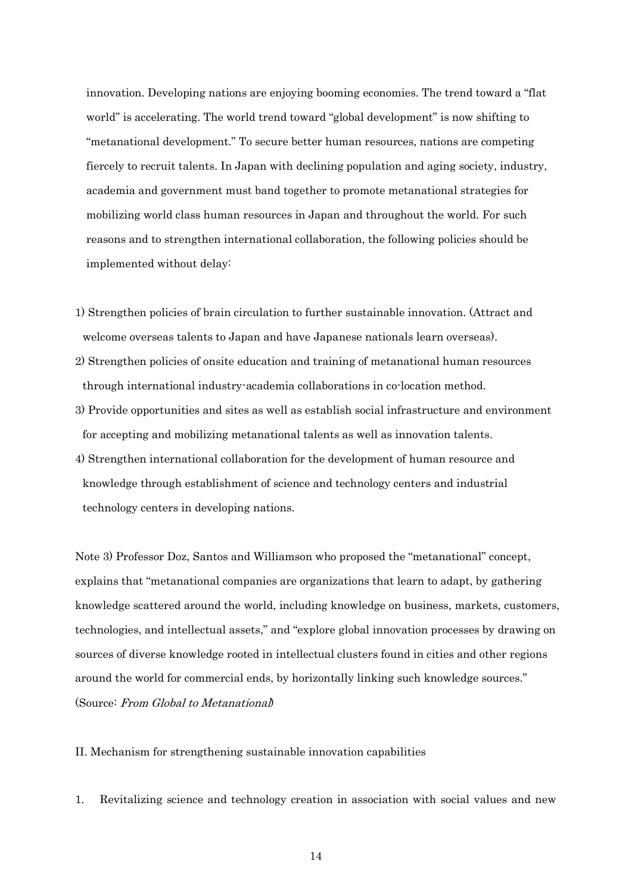innovation. Developing nations are enjoying booming economies. The trend toward a "flat world" is accelerating. The world trend toward "global development" is now shifting to "metanational development." To secure better human resources, nations are competing fiercely to recruit talents. In Japan with declining population and aging society, industry, academia and government must band together to promote metanational strategies for mobilizing world class human resources in Japan and throughout the world. For such reasons and to strengthen international collaboration, the following policies should be implemented without delay:

1) Strengthen policies of brain circulation to further sustainable innovation. (Attract and welcome overseas talents to Japan and have Japanese nationals learn overseas).
2) Strengthen policies of onsite education and training of metanational human resources through international industry-academia collaborations in co-location method.
3) Provide opportunities and sites as well as establish social infrastructure and environment for accepting and mobilizing metanational talents as well as innovation talents.
4) Strengthen international collaboration for the development of human resource and knowledge through establishment of science and technology centers and industrial technology centers in developing nations.

Note 3) Professor Doz, Santos and Williamson who proposed the "metanational" concept, explains that "metanational companies are organizations that learn to adapt, by gathering knowledge scattered around the world, including knowledge on business, markets, customers, technologies, and intellectual assets," and "explore global innovation processes by drawing on sources of diverse knowledge rooted in intellectual clusters found in cities and other regions around the world for commercial ends, by horizontally linking such knowledge sources." (Source: *From Global to Metanational*)

## II. Mechanism for strengthening sustainable innovation capabilities

1. Revitalizing science and technology creation in association with social values and new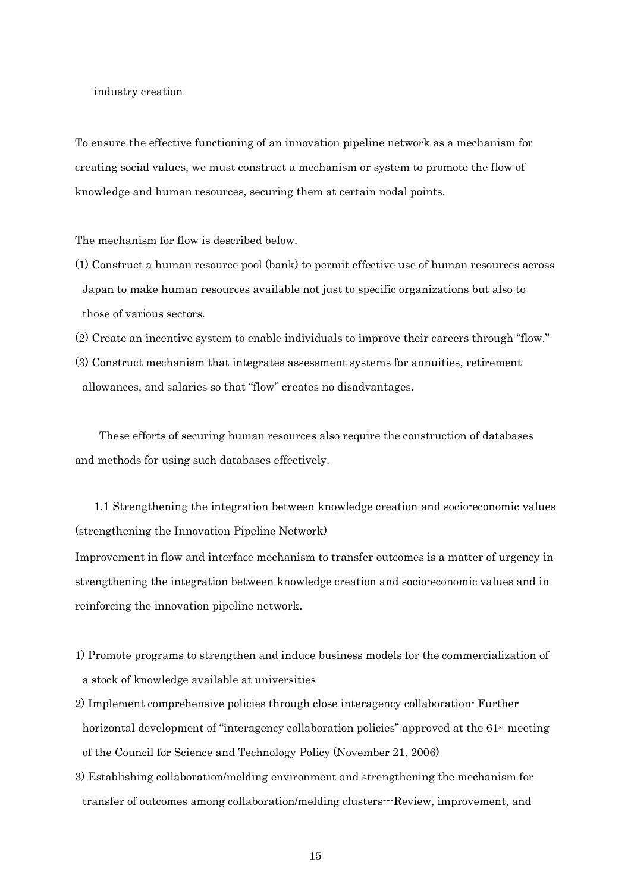industry creation

To ensure the effective functioning of an innovation pipeline network as a mechanism for creating social values, we must construct a mechanism or system to promote the flow of knowledge and human resources, securing them at certain nodal points.

The mechanism for flow is described below.

(1) Construct a human resource pool (bank) to permit effective use of human resources across Japan to make human resources available not just to specific organizations but also to those of various sectors.

(2) Create an incentive system to enable individuals to improve their careers through "flow."

(3) Construct mechanism that integrates assessment systems for annuities, retirement allowances, and salaries so that "flow" creates no disadvantages.

These efforts of securing human resources also require the construction of databases and methods for using such databases effectively.

### 1.1 Strengthening the integration between knowledge creation and socio-economic values (strengthening the Innovation Pipeline Network)

Improvement in flow and interface mechanism to transfer outcomes is a matter of urgency in strengthening the integration between knowledge creation and socio-economic values and in reinforcing the innovation pipeline network.

1) Promote programs to strengthen and induce business models for the commercialization of a stock of knowledge available at universities

2) Implement comprehensive policies through close interagency collaboration- Further horizontal development of "interagency collaboration policies" approved at the 61st meeting of the Council for Science and Technology Policy (November 21, 2006)

3) Establishing collaboration/melding environment and strengthening the mechanism for transfer of outcomes among collaboration/melding clusters---Review, improvement, and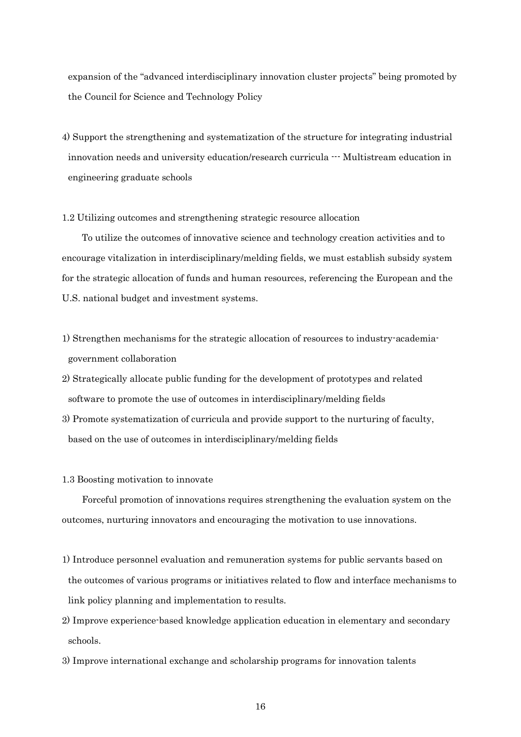expansion of the “advanced interdisciplinary innovation cluster projects” being promoted by the Council for Science and Technology Policy

4) Support the strengthening and systematization of the structure for integrating industrial innovation needs and university education/research curricula --- Multistream education in engineering graduate schools

### 1.2 Utilizing outcomes and strengthening strategic resource allocation

To utilize the outcomes of innovative science and technology creation activities and to encourage vitalization in interdisciplinary/melding fields, we must establish subsidy system for the strategic allocation of funds and human resources, referencing the European and the U.S. national budget and investment systems.

1) Strengthen mechanisms for the strategic allocation of resources to industry-academia-government collaboration
2) Strategically allocate public funding for the development of prototypes and related software to promote the use of outcomes in interdisciplinary/melding fields
3) Promote systematization of curricula and provide support to the nurturing of faculty, based on the use of outcomes in interdisciplinary/melding fields

### 1.3 Boosting motivation to innovate

Forceful promotion of innovations requires strengthening the evaluation system on the outcomes, nurturing innovators and encouraging the motivation to use innovations.

1) Introduce personnel evaluation and remuneration systems for public servants based on the outcomes of various programs or initiatives related to flow and interface mechanisms to link policy planning and implementation to results.
2) Improve experience-based knowledge application education in elementary and secondary schools.
3) Improve international exchange and scholarship programs for innovation talents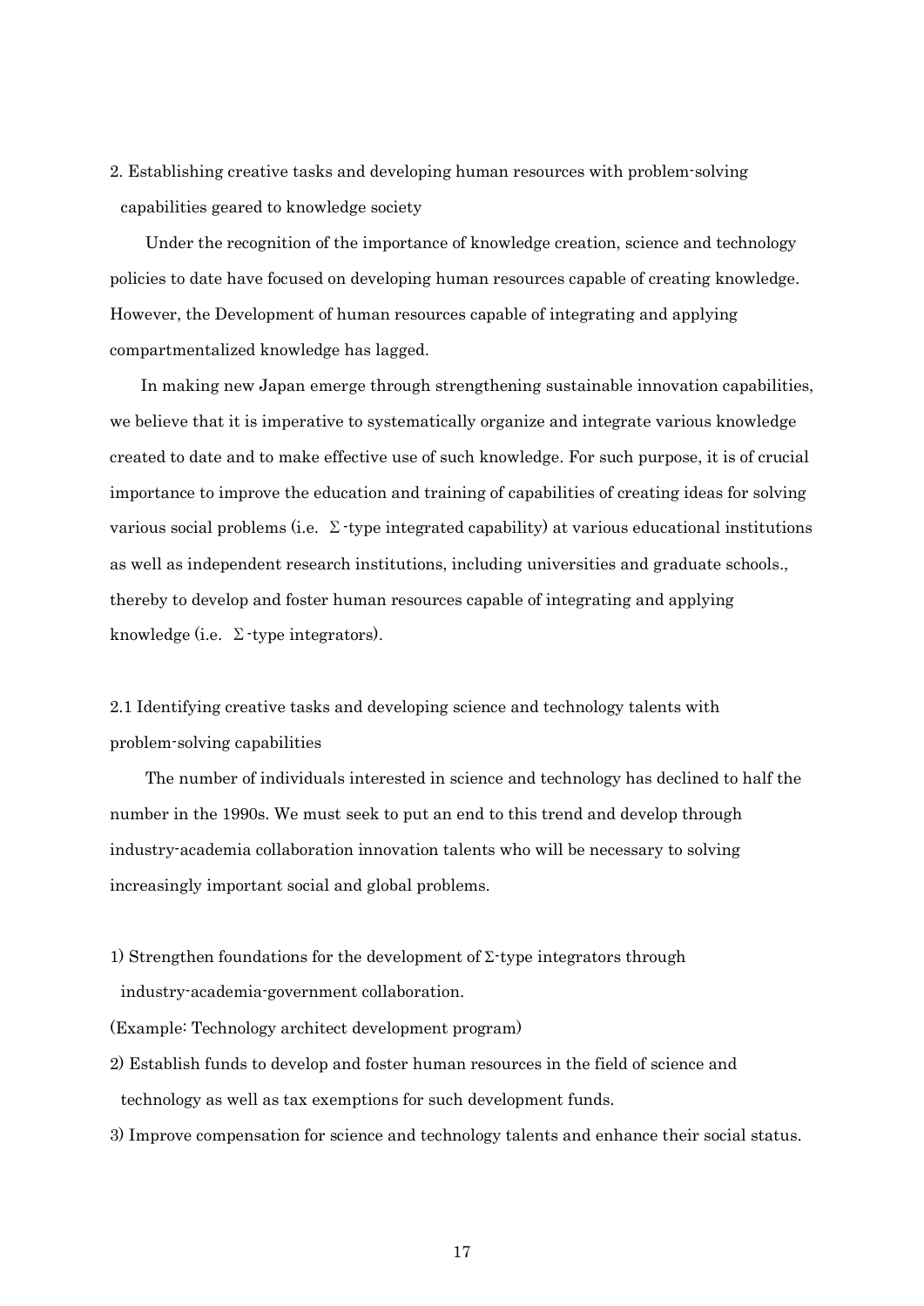## 2. Establishing creative tasks and developing human resources with problem-solving capabilities geared to knowledge society

Under the recognition of the importance of knowledge creation, science and technology policies to date have focused on developing human resources capable of creating knowledge. However, the Development of human resources capable of integrating and applying compartmentalized knowledge has lagged.

In making new Japan emerge through strengthening sustainable innovation capabilities, we believe that it is imperative to systematically organize and integrate various knowledge created to date and to make effective use of such knowledge. For such purpose, it is of crucial importance to improve the education and training of capabilities of creating ideas for solving various social problems (i.e. Σ-type integrated capability) at various educational institutions as well as independent research institutions, including universities and graduate schools., thereby to develop and foster human resources capable of integrating and applying knowledge (i.e. Σ-type integrators).

### 2.1 Identifying creative tasks and developing science and technology talents with problem-solving capabilities

The number of individuals interested in science and technology has declined to half the number in the 1990s. We must seek to put an end to this trend and develop through industry-academia collaboration innovation talents who will be necessary to solving increasingly important social and global problems.

1) Strengthen foundations for the development of Σ-type integrators through industry-academia-government collaboration.

(Example: Technology architect development program)

2) Establish funds to develop and foster human resources in the field of science and technology as well as tax exemptions for such development funds.

3) Improve compensation for science and technology talents and enhance their social status.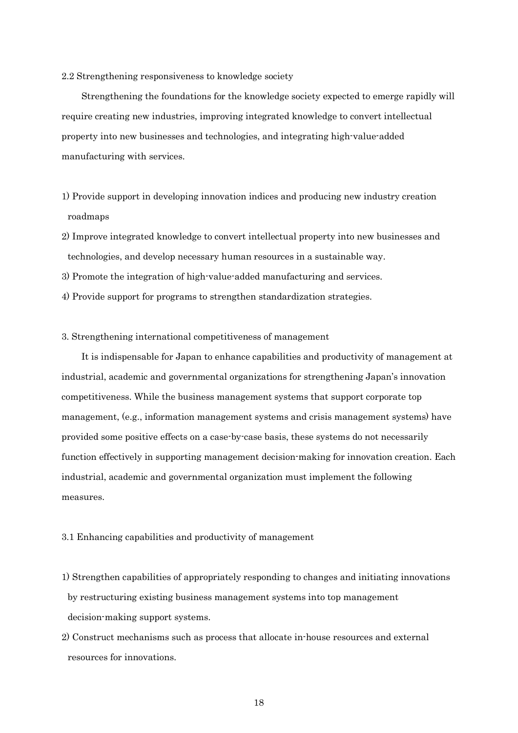### 2.2 Strengthening responsiveness to knowledge society

Strengthening the foundations for the knowledge society expected to emerge rapidly will require creating new industries, improving integrated knowledge to convert intellectual property into new businesses and technologies, and integrating high-value-added manufacturing with services.

1) Provide support in developing innovation indices and producing new industry creation roadmaps
2) Improve integrated knowledge to convert intellectual property into new businesses and technologies, and develop necessary human resources in a sustainable way.
3) Promote the integration of high-value-added manufacturing and services.
4) Provide support for programs to strengthen standardization strategies.

## 3. Strengthening international competitiveness of management

It is indispensable for Japan to enhance capabilities and productivity of management at industrial, academic and governmental organizations for strengthening Japan's innovation competitiveness. While the business management systems that support corporate top management, (e.g., information management systems and crisis management systems) have provided some positive effects on a case-by-case basis, these systems do not necessarily function effectively in supporting management decision-making for innovation creation. Each industrial, academic and governmental organization must implement the following measures.

### 3.1 Enhancing capabilities and productivity of management

1) Strengthen capabilities of appropriately responding to changes and initiating innovations by restructuring existing business management systems into top management decision-making support systems.
2) Construct mechanisms such as process that allocate in-house resources and external resources for innovations.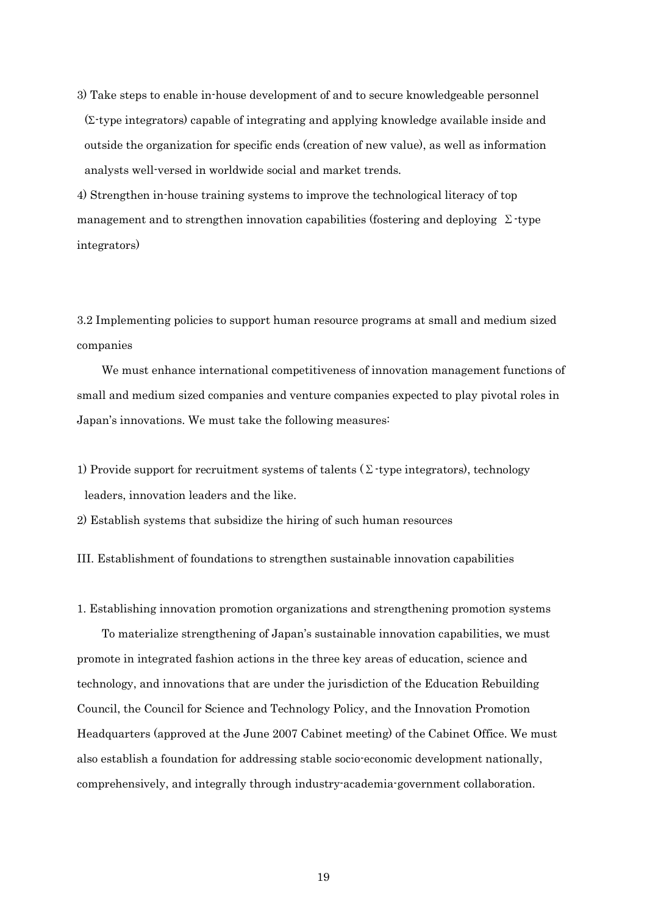3) Take steps to enable in-house development of and to secure knowledgeable personnel (Σ-type integrators) capable of integrating and applying knowledge available inside and outside the organization for specific ends (creation of new value), as well as information analysts well-versed in worldwide social and market trends.

4) Strengthen in-house training systems to improve the technological literacy of top management and to strengthen innovation capabilities (fostering and deploying Σ-type integrators)

### 3.2 Implementing policies to support human resource programs at small and medium sized companies

We must enhance international competitiveness of innovation management functions of small and medium sized companies and venture companies expected to play pivotal roles in Japan's innovations. We must take the following measures:

1) Provide support for recruitment systems of talents (Σ-type integrators), technology leaders, innovation leaders and the like.

2) Establish systems that subsidize the hiring of such human resources

## III. Establishment of foundations to strengthen sustainable innovation capabilities

### 1. Establishing innovation promotion organizations and strengthening promotion systems

To materialize strengthening of Japan's sustainable innovation capabilities, we must promote in integrated fashion actions in the three key areas of education, science and technology, and innovations that are under the jurisdiction of the Education Rebuilding Council, the Council for Science and Technology Policy, and the Innovation Promotion Headquarters (approved at the June 2007 Cabinet meeting) of the Cabinet Office. We must also establish a foundation for addressing stable socio-economic development nationally, comprehensively, and integrally through industry-academia-government collaboration.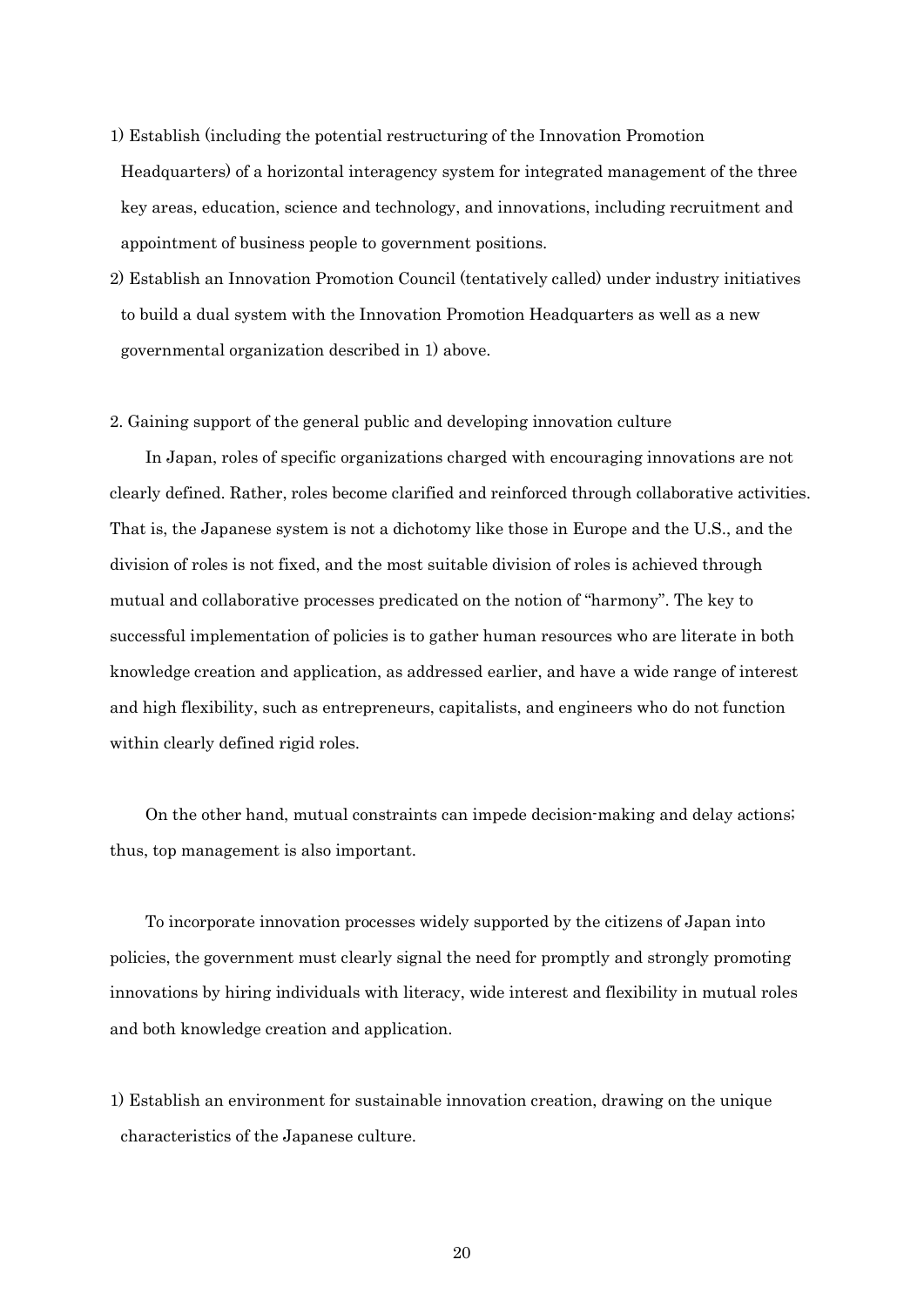1) Establish (including the potential restructuring of the Innovation Promotion Headquarters) of a horizontal interagency system for integrated management of the three key areas, education, science and technology, and innovations, including recruitment and appointment of business people to government positions.

2) Establish an Innovation Promotion Council (tentatively called) under industry initiatives to build a dual system with the Innovation Promotion Headquarters as well as a new governmental organization described in 1) above.

## 2. Gaining support of the general public and developing innovation culture

In Japan, roles of specific organizations charged with encouraging innovations are not clearly defined. Rather, roles become clarified and reinforced through collaborative activities. That is, the Japanese system is not a dichotomy like those in Europe and the U.S., and the division of roles is not fixed, and the most suitable division of roles is achieved through mutual and collaborative processes predicated on the notion of "harmony". The key to successful implementation of policies is to gather human resources who are literate in both knowledge creation and application, as addressed earlier, and have a wide range of interest and high flexibility, such as entrepreneurs, capitalists, and engineers who do not function within clearly defined rigid roles.

On the other hand, mutual constraints can impede decision-making and delay actions; thus, top management is also important.

To incorporate innovation processes widely supported by the citizens of Japan into policies, the government must clearly signal the need for promptly and strongly promoting innovations by hiring individuals with literacy, wide interest and flexibility in mutual roles and both knowledge creation and application.

1) Establish an environment for sustainable innovation creation, drawing on the unique characteristics of the Japanese culture.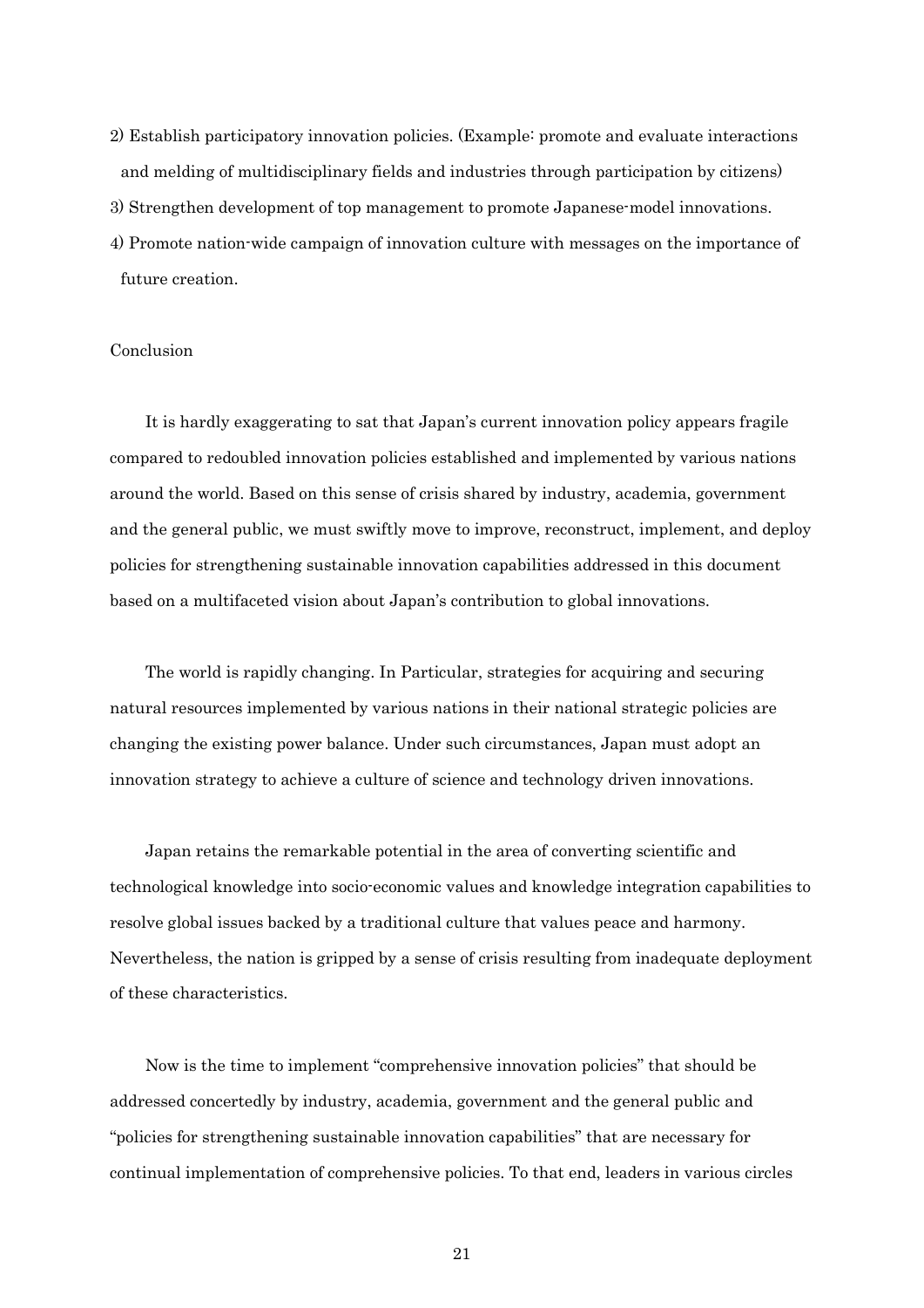2) Establish participatory innovation policies. (Example: promote and evaluate interactions and melding of multidisciplinary fields and industries through participation by citizens)
3) Strengthen development of top management to promote Japanese-model innovations.
4) Promote nation-wide campaign of innovation culture with messages on the importance of future creation.

## Conclusion

It is hardly exaggerating to sat that Japan's current innovation policy appears fragile compared to redoubled innovation policies established and implemented by various nations around the world. Based on this sense of crisis shared by industry, academia, government and the general public, we must swiftly move to improve, reconstruct, implement, and deploy policies for strengthening sustainable innovation capabilities addressed in this document based on a multifaceted vision about Japan's contribution to global innovations.

The world is rapidly changing. In Particular, strategies for acquiring and securing natural resources implemented by various nations in their national strategic policies are changing the existing power balance. Under such circumstances, Japan must adopt an innovation strategy to achieve a culture of science and technology driven innovations.

Japan retains the remarkable potential in the area of converting scientific and technological knowledge into socio-economic values and knowledge integration capabilities to resolve global issues backed by a traditional culture that values peace and harmony. Nevertheless, the nation is gripped by a sense of crisis resulting from inadequate deployment of these characteristics.

Now is the time to implement "comprehensive innovation policies" that should be addressed concertedly by industry, academia, government and the general public and "policies for strengthening sustainable innovation capabilities" that are necessary for continual implementation of comprehensive policies. To that end, leaders in various circles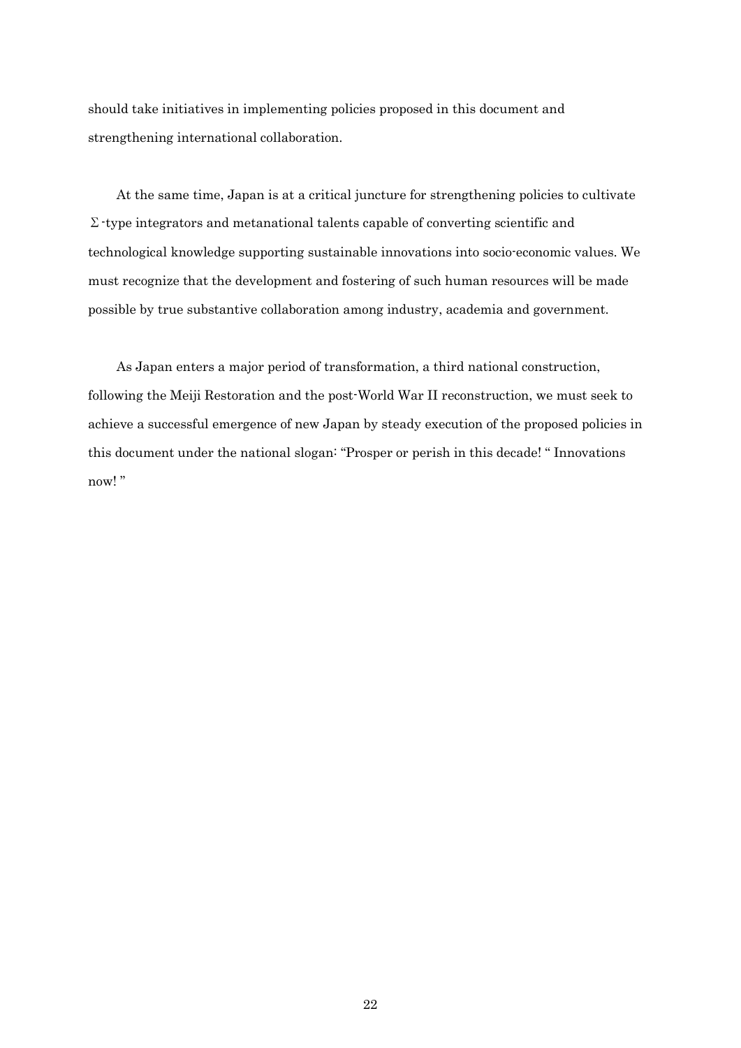should take initiatives in implementing policies proposed in this document and strengthening international collaboration.

At the same time, Japan is at a critical juncture for strengthening policies to cultivate Σ-type integrators and metanational talents capable of converting scientific and technological knowledge supporting sustainable innovations into socio-economic values. We must recognize that the development and fostering of such human resources will be made possible by true substantive collaboration among industry, academia and government.

As Japan enters a major period of transformation, a third national construction, following the Meiji Restoration and the post-World War II reconstruction, we must seek to achieve a successful emergence of new Japan by steady execution of the proposed policies in this document under the national slogan: "Prosper or perish in this decade! " Innovations now! "